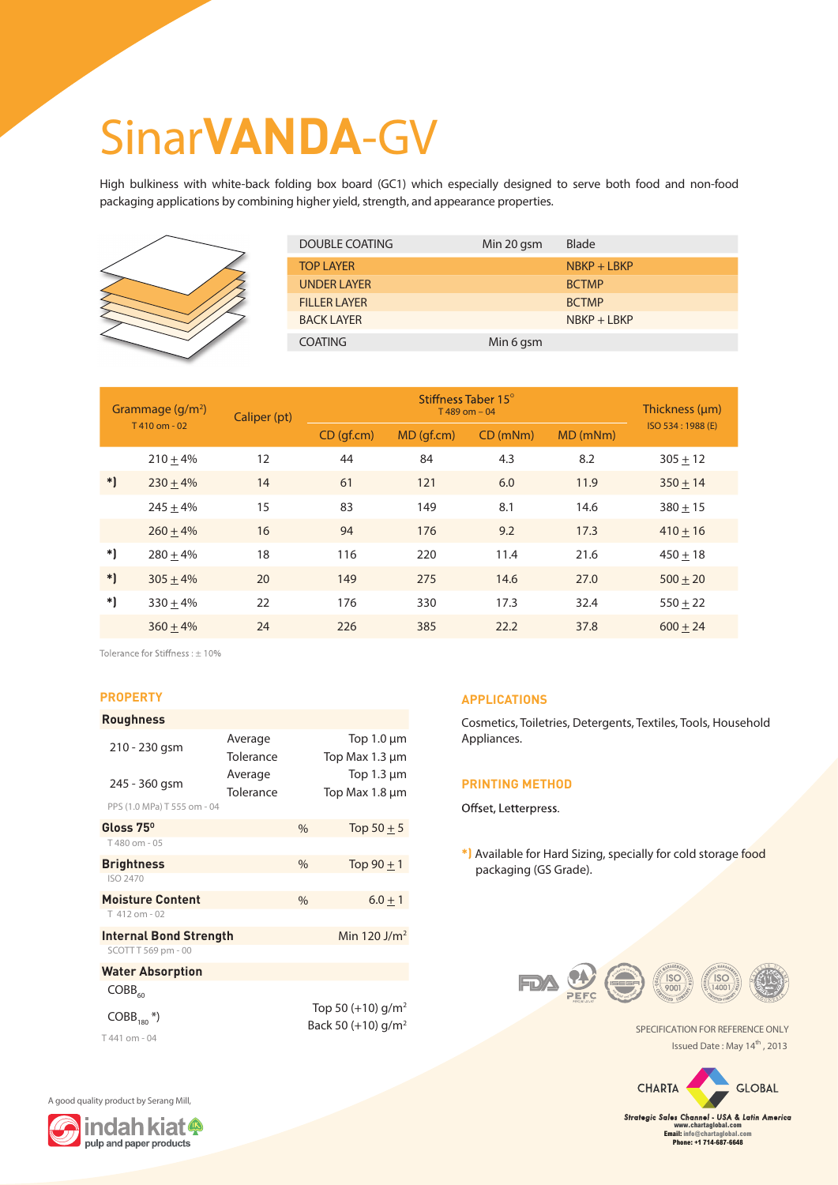# Sinar**VANDA**-GV

High bulkiness with white-back folding box board (GC1) which especially designed to serve both food and non-food packaging applications by combining higher yield, strength, and appearance properties.

| | | |
|---|---|---|
| DOUBLE COATING | Min 20 gsm | Blade |
| TOP LAYER | | NBKP + LBKP |
| UNDER LAYER | | BCTMP |
| FILLER LAYER | | BCTMP |
| BACK LAYER | | NBKP + LBKP |
| COATING | Min 6 gsm | |

| | Grammage (g/m²) T 410 om - 02 | Caliper (pt) | Stiffness Taber 15° T 489 om – 04 | | | | Thickness (µm) ISO 534 : 1988 (E) |
|---|---|---|---|---|---|---|---|
| | | | CD (gf.cm) | MD (gf.cm) | CD (mNm) | MD (mNm) | |
| | 210 ± 4% | 12 | 44 | 84 | 4.3 | 8.2 | 305 ± 12 |
| *) | 230 ± 4% | 14 | 61 | 121 | 6.0 | 11.9 | 350 ± 14 |
| | 245 ± 4% | 15 | 83 | 149 | 8.1 | 14.6 | 380 ± 15 |
| | 260 ± 4% | 16 | 94 | 176 | 9.2 | 17.3 | 410 ± 16 |
| *) | 280 ± 4% | 18 | 116 | 220 | 11.4 | 21.6 | 450 ± 18 |
| *) | 305 ± 4% | 20 | 149 | 275 | 14.6 | 27.0 | 500 ± 20 |
| *) | 330 ± 4% | 22 | 176 | 330 | 17.3 | 32.4 | 550 ± 22 |
| | 360 ± 4% | 24 | 226 | 385 | 22.2 | 37.8 | 600 ± 24 |

Tolerance for Stiffness : ± 10%

## PROPERTY

| Property | | | |
|---|---|---|---|
| **Roughness** | | | |
| 210 - 230 gsm | Average | | Top 1.0 µm |
| | Tolerance | | Top Max 1.3 µm |
| 245 - 360 gsm | Average | | Top 1.3 µm |
| | Tolerance | | Top Max 1.8 µm |
| PPS (1.0 MPa) T 555 om - 04 | | | |
| **Gloss 75°** T 480 om - 05 | | % | Top 50 ± 5 |
| **Brightness** ISO 2470 | | % | Top 90 ± 1 |
| **Moisture Content** T 412 om - 02 | | % | 6.0 ± 1 |
| **Internal Bond Strength** SCOTT T 569 pm - 00 | | | Min 120 J/m² |
| **Water Absorption** | | | |
| $COBB_{60}$ | | | Top 50 (+10) g/m² |
| $COBB_{180}$ *) | | | Back 50 (+10) g/m² |
| T 441 om - 04 | | | |

## APPLICATIONS

Cosmetics, Toiletries, Detergents, Textiles, Tools, Household Appliances.

## PRINTING METHOD

Offset, Letterpress.

*) Available for Hard Sizing, specially for cold storage food packaging (GS Grade).

SPECIFICATION FOR REFERENCE ONLY

Issued Date : May 14th, 2013

A good quality product by Serang Mill,

indah kiat pulp and paper products

CHARTA GLOBAL

Strategic Sales Channel - USA & Latin America
www.chartaglobal.com
Email: info@chartaglobal.com
Phone: +1 714-687-6648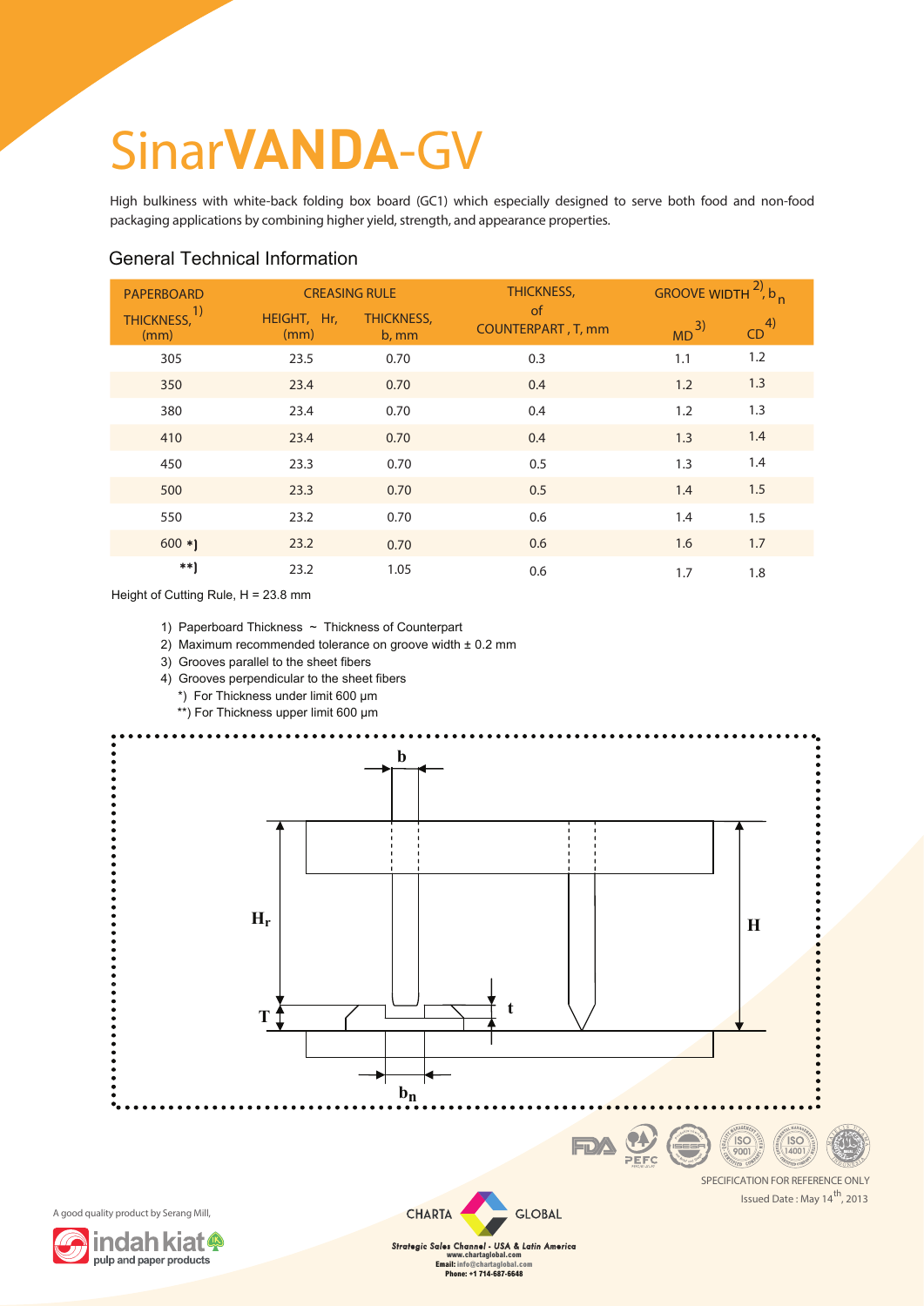# SinarVANDA-GV

High bulkiness with white-back folding box board (GC1) which especially designed to serve both food and non-food packaging applications by combining higher yield, strength, and appearance properties.

## General Technical Information

| PAPERBOARD THICKNESS, [1] (mm) | CREASING RULE HEIGHT, Hr, (mm) | CREASING RULE THICKNESS, b, mm | THICKNESS, of COUNTERPART, T, mm | GROOVE WIDTH [2], $b_n$ MD [3] | GROOVE WIDTH [2], $b_n$ CD [4] |
|---|---|---|---|---|---|
| 305 | 23.5 | 0.70 | 0.3 | 1.1 | 1.2 |
| 350 | 23.4 | 0.70 | 0.4 | 1.2 | 1.3 |
| 380 | 23.4 | 0.70 | 0.4 | 1.2 | 1.3 |
| 410 | 23.4 | 0.70 | 0.4 | 1.3 | 1.4 |
| 450 | 23.3 | 0.70 | 0.5 | 1.3 | 1.4 |
| 500 | 23.3 | 0.70 | 0.5 | 1.4 | 1.5 |
| 550 | 23.2 | 0.70 | 0.6 | 1.4 | 1.5 |
| 600 *) | 23.2 | 0.70 | 0.6 | 1.6 | 1.7 |
| **) | 23.2 | 1.05 | 0.6 | 1.7 | 1.8 |

Height of Cutting Rule, H = 23.8 mm

1) Paperboard Thickness ~ Thickness of Counterpart
2) Maximum recommended tolerance on groove width ± 0.2 mm
3) Grooves parallel to the sheet fibers
4) Grooves perpendicular to the sheet fibers
   *) For Thickness under limit 600 µm
   **) For Thickness upper limit 600 µm

b

$H_r$

H

T

t

$b_n$

SPECIFICATION FOR REFERENCE ONLY

Issued Date : May 14th, 2013

A good quality product by Serang Mill,

indah kiat pulp and paper products

CHARTA GLOBAL

Strategic Sales Channel - USA & Latin America
www.chartaglobal.com
Email: info@chartaglobal.com
Phone: +1 714-687-6648